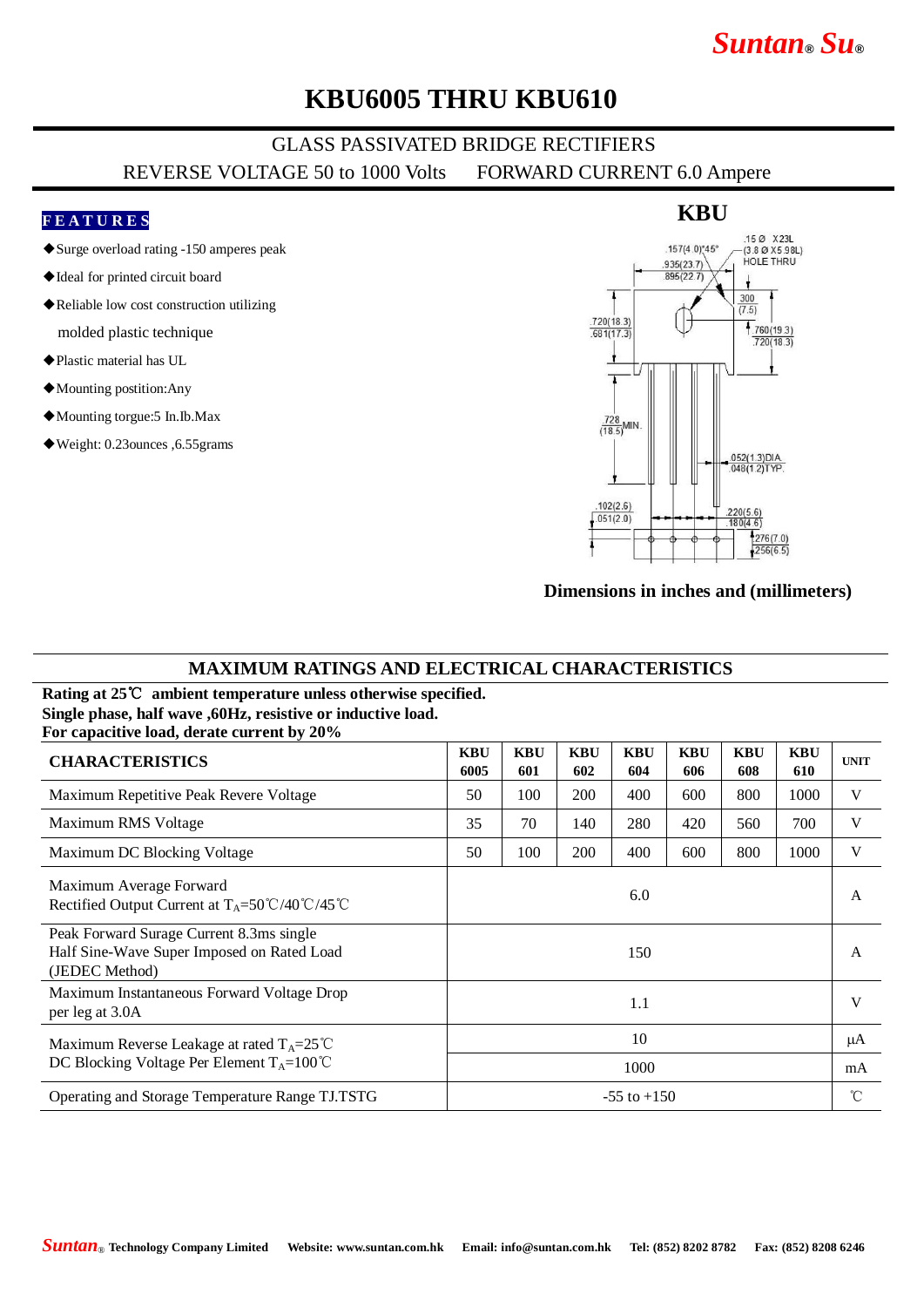Suntan® Su®

# KBU6005 THRU KBU610

## GLASS PASSIVATED BRIDGE RECTIFIERS

REVERSE VOLTAGE 50 to 1000 Volts  FORWARD CURRENT 6.0 Ampere

### FEATURES

- ◆Surge overload rating -150 amperes peak
- ◆Ideal for printed circuit board
- ◆Reliable low cost construction utilizing molded plastic technique
- ◆Plastic material has UL
- ◆Mounting postition:Any
- ◆Mounting torgue:5 In.Ib.Max
- ◆Weight: 0.23ounces ,6.55grams

### KBU

.15 Ø X23L (3.8 Ø X5.98L) HOLE THRU

.157(4.0)*45°

.935(23.7)
.895(22.7)

.300 (7.5)

.720(18.3)
.681(17.3)

.760(19.3)
.720(18.3)

.728 (18.5) MIN.

.052(1.3)DIA.
.048(1.2)TYP.

.102(2.6)
.051(2.0)

.220(5.6)
.180(4.6)

.276(7.0)
.256(6.5)

**Dimensions in inches and (millimeters)**

## MAXIMUM RATINGS AND ELECTRICAL CHARACTERISTICS

**Rating at 25℃ ambient temperature unless otherwise specified.**
**Single phase, half wave ,60Hz, resistive or inductive load.**
**For capacitive load, derate current by 20%**

| CHARACTERISTICS | KBU 6005 | KBU 601 | KBU 602 | KBU 604 | KBU 606 | KBU 608 | KBU 610 | UNIT |
|---|---|---|---|---|---|---|---|---|
| Maximum Repetitive Peak Revere Voltage | 50 | 100 | 200 | 400 | 600 | 800 | 1000 | V |
| Maximum RMS Voltage | 35 | 70 | 140 | 280 | 420 | 560 | 700 | V |
| Maximum DC Blocking Voltage | 50 | 100 | 200 | 400 | 600 | 800 | 1000 | V |
| Maximum Average Forward Rectified Output Current at $T_A$=50℃/40℃/45℃ | 6.0 | | | | | | | A |
| Peak Forward Surage Current 8.3ms single Half Sine-Wave Super Imposed on Rated Load (JEDEC Method) | 150 | | | | | | | A |
| Maximum Instantaneous Forward Voltage Drop per leg at 3.0A | 1.1 | | | | | | | V |
| Maximum Reverse Leakage at rated $T_A$=25℃ | 10 | | | | | | | μA |
| DC Blocking Voltage Per Element $T_A$=100℃ | 1000 | | | | | | | mA |
| Operating and Storage Temperature Range TJ.TSTG | -55 to +150 | | | | | | | ℃ |

Suntan® Technology Company Limited  Website: www.suntan.com.hk  Email: info@suntan.com.hk  Tel: (852) 8202 8782  Fax: (852) 8208 6246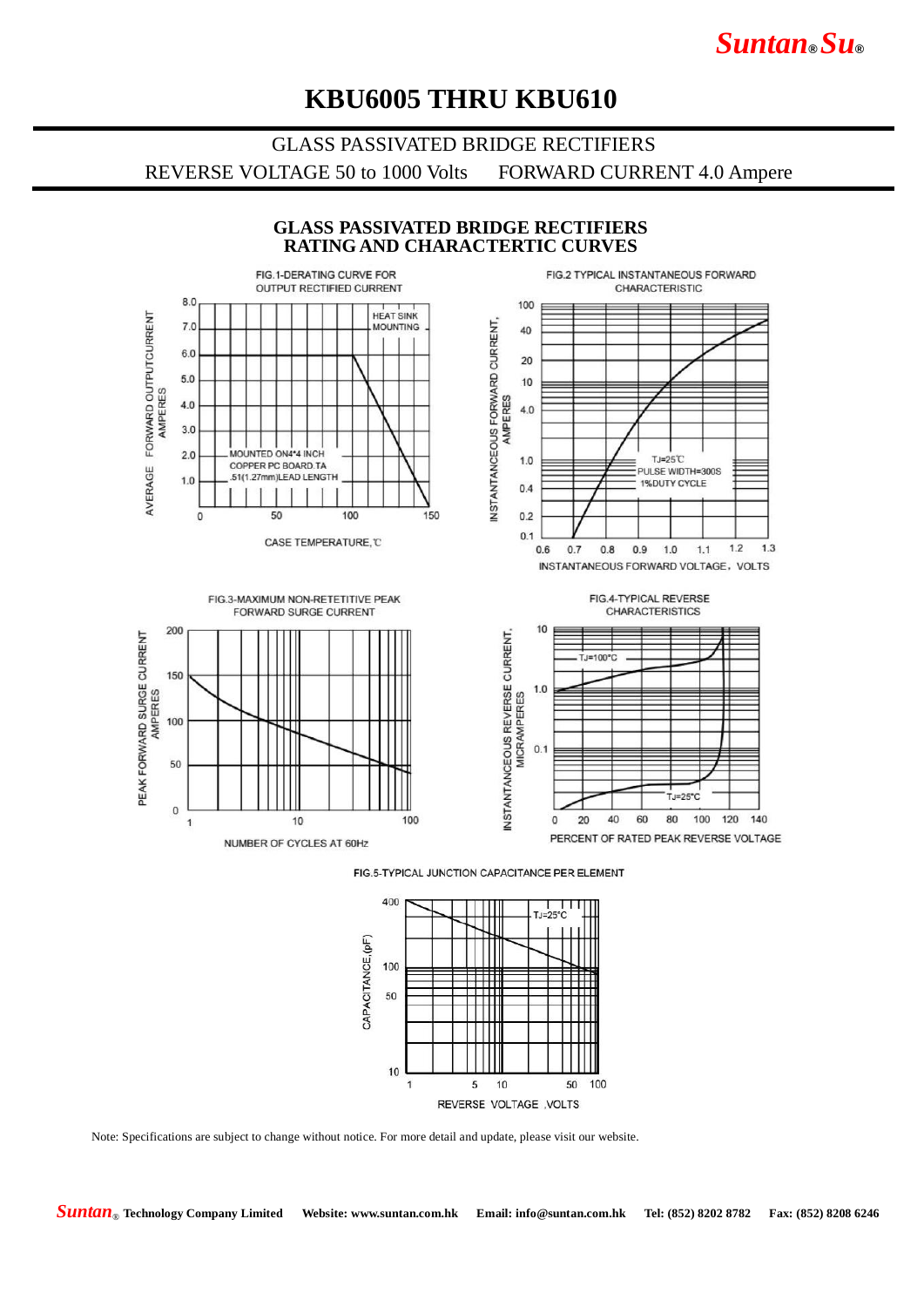# KBU6005 THRU KBU610

GLASS PASSIVATED BRIDGE RECTIFIERS

REVERSE VOLTAGE 50 to 1000 Volts FORWARD CURRENT 4.0 Ampere

## GLASS PASSIVATED BRIDGE RECTIFIERS RATING AND CHARACTERTIC CURVES

FIG.1-DERATING CURVE FOR OUTPUT RECTIFIED CURRENT

AVERAGE FORWARD OUTPUTCURRENT AMPERES

8.0
7.0
6.0
5.0
4.0
3.0
2.0
1.0
0
50
100
150

HEAT SINK MOUNTING

MOUNTED ON4*4 INCH COPPER PC BOARD.TA .51(1.27mm)LEAD LENGTH

CASE TEMPERATURE,℃

FIG.2 TYPICAL INSTANTANEOUS FORWARD CHARACTERISTIC

INSTANTANEOUS FORWARD CURRENT, AMPERES

100
40
20
10
4.0
1.0
0.4
0.2
0.1
0.6
0.7
0.8
0.9
1.0
1.1
1.2
1.3

TJ=25℃
PULSE WIDTH=300S
1%DUTY CYCLE

INSTANTANEOUS FORWARD VOLTAGE，VOLTS

FIG.3-MAXIMUM NON-RETETITIVE PEAK FORWARD SURGE CURRENT

PEAK FORWARD SURGE CURRENT AMPERES

200
150
100
50
0
1
10
100

NUMBER OF CYCLES AT 60Hz

FIG.4-TYPICAL REVERSE CHARACTERISTICS

INSTANTANEOUS REVERSE CURRENT, MICRAMPERES

10
1.0
0.1
0
20
40
60
80
100
120
140

TJ=100°C
TJ=25°C

PERCENT OF RATED PEAK REVERSE VOLTAGE

FIG.5-TYPICAL JUNCTION CAPACITANCE PER ELEMENT

CAPACITANCE,(pF)

400
100
50
10
1
5
10
50
100

TJ=25°C

REVERSE VOLTAGE ,VOLTS

Note: Specifications are subject to change without notice. For more detail and update, please visit our website.